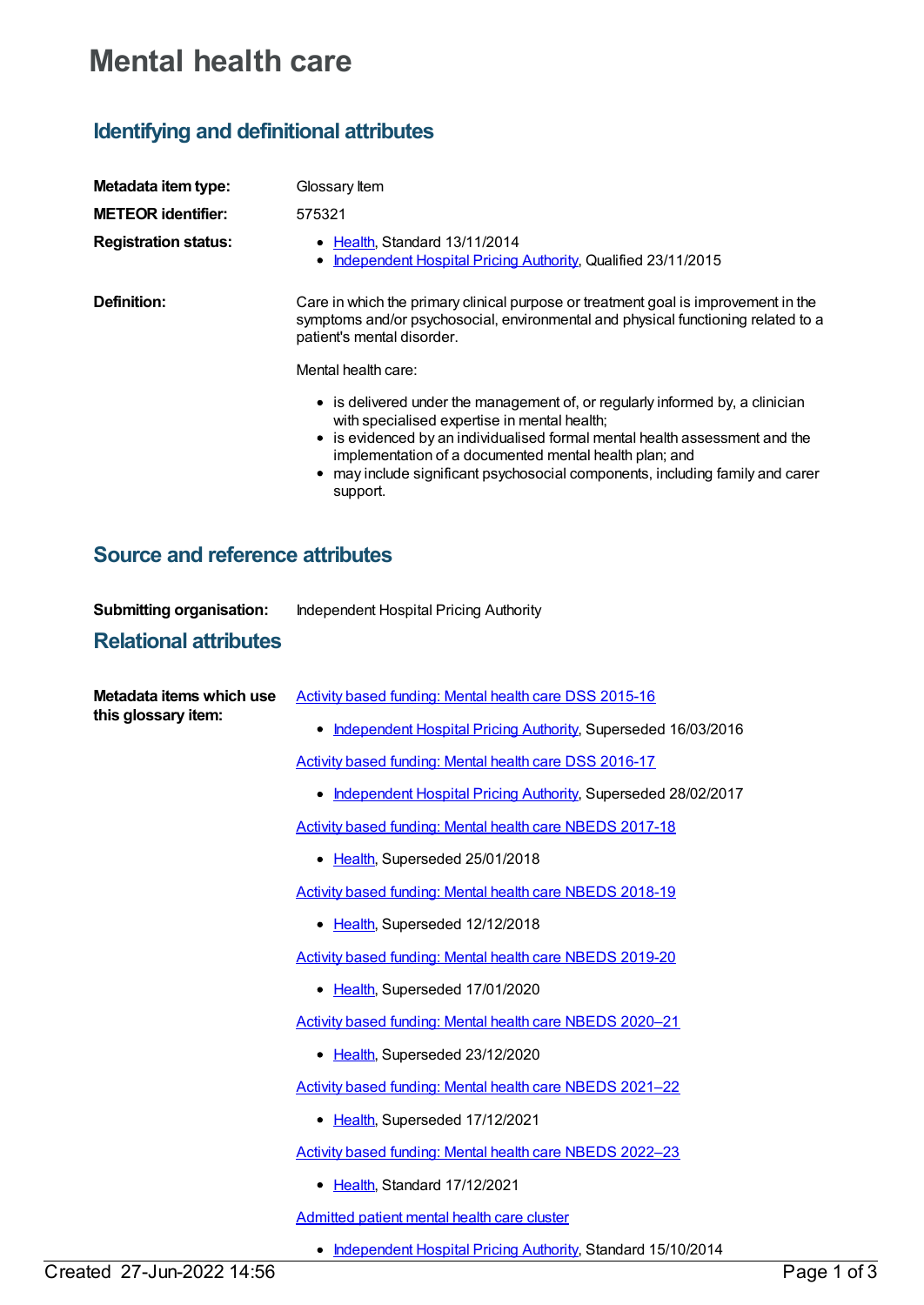# Mental health care

## Identifying and definitional attributes

**Metadata item type:** Glossary Item

**METEOR identifier:** 575321

**Registration status:**

- Health, Standard 13/11/2014
- Independent Hospital Pricing Authority, Qualified 23/11/2015

**Definition:** Care in which the primary clinical purpose or treatment goal is improvement in the symptoms and/or psychosocial, environmental and physical functioning related to a patient's mental disorder.

Mental health care:

- is delivered under the management of, or regularly informed by, a clinician with specialised expertise in mental health;
- is evidenced by an individualised formal mental health assessment and the implementation of a documented mental health plan; and
- may include significant psychosocial components, including family and carer support.

## Source and reference attributes

**Submitting organisation:** Independent Hospital Pricing Authority

## Relational attributes

**Metadata items which use this glossary item:**

Activity based funding: Mental health care DSS 2015-16

- Independent Hospital Pricing Authority, Superseded 16/03/2016

Activity based funding: Mental health care DSS 2016-17

- Independent Hospital Pricing Authority, Superseded 28/02/2017

Activity based funding: Mental health care NBEDS 2017-18

- Health, Superseded 25/01/2018

Activity based funding: Mental health care NBEDS 2018-19

- Health, Superseded 12/12/2018

Activity based funding: Mental health care NBEDS 2019-20

- Health, Superseded 17/01/2020

Activity based funding: Mental health care NBEDS 2020–21

- Health, Superseded 23/12/2020

Activity based funding: Mental health care NBEDS 2021–22

- Health, Superseded 17/12/2021

Activity based funding: Mental health care NBEDS 2022–23

- Health, Standard 17/12/2021

Admitted patient mental health care cluster

- Independent Hospital Pricing Authority, Standard 15/10/2014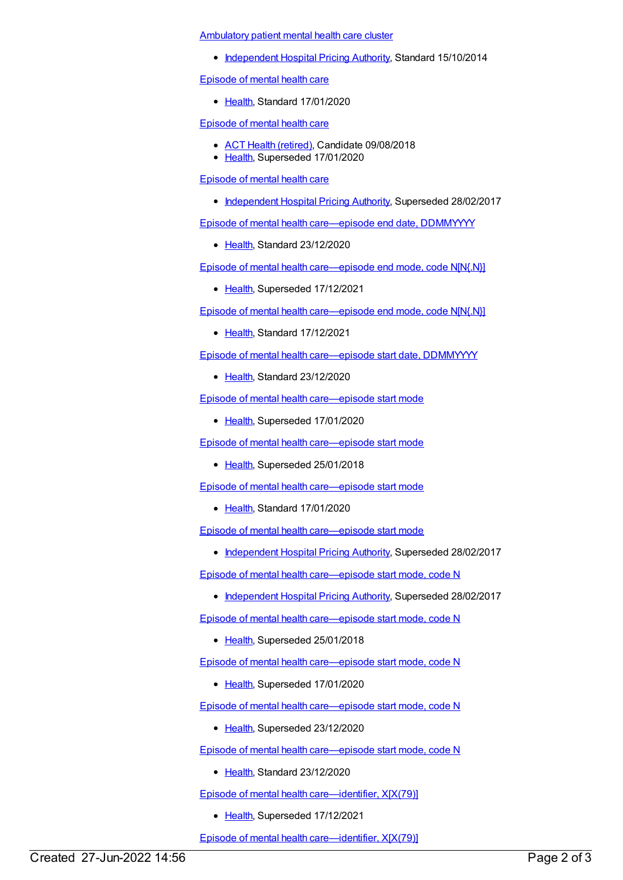Ambulatory patient mental health care cluster

- Independent Hospital Pricing Authority, Standard 15/10/2014

Episode of mental health care

- Health, Standard 17/01/2020

Episode of mental health care

- ACT Health (retired), Candidate 09/08/2018
- Health, Superseded 17/01/2020

Episode of mental health care

- Independent Hospital Pricing Authority, Superseded 28/02/2017

Episode of mental health care—episode end date, DDMMYYYY

- Health, Standard 23/12/2020

Episode of mental health care—episode end mode, code N[N{.N}]

- Health, Superseded 17/12/2021

Episode of mental health care—episode end mode, code N[N{.N}]

- Health, Standard 17/12/2021

Episode of mental health care—episode start date, DDMMYYYY

- Health, Standard 23/12/2020

Episode of mental health care—episode start mode

- Health, Superseded 17/01/2020

Episode of mental health care—episode start mode

- Health, Superseded 25/01/2018

Episode of mental health care—episode start mode

- Health, Standard 17/01/2020

Episode of mental health care—episode start mode

- Independent Hospital Pricing Authority, Superseded 28/02/2017

Episode of mental health care—episode start mode, code N

- Independent Hospital Pricing Authority, Superseded 28/02/2017

Episode of mental health care—episode start mode, code N

- Health, Superseded 25/01/2018

Episode of mental health care—episode start mode, code N

- Health, Superseded 17/01/2020

Episode of mental health care—episode start mode, code N

- Health, Superseded 23/12/2020

Episode of mental health care—episode start mode, code N

- Health, Standard 23/12/2020

Episode of mental health care—identifier, X[X(79)]

- Health, Superseded 17/12/2021

Episode of mental health care—identifier, X[X(79)]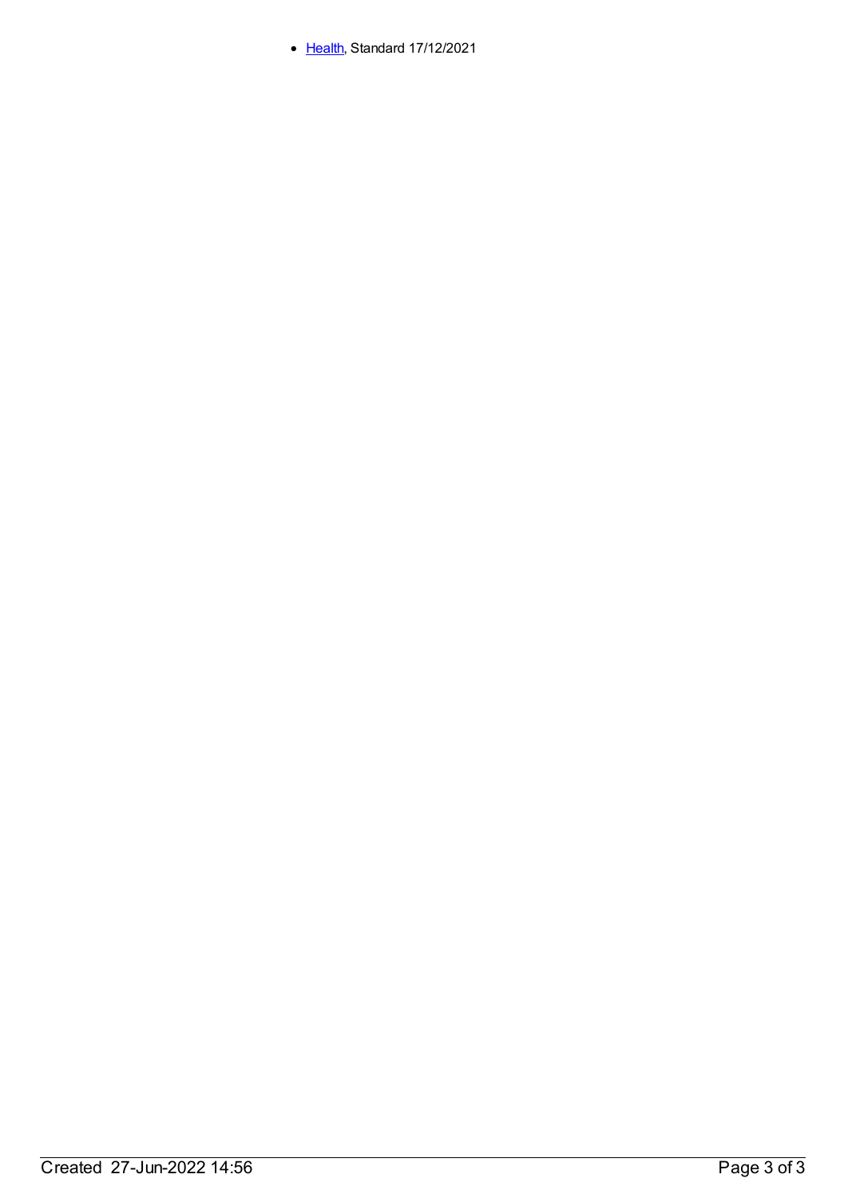- [Health](Health), Standard 17/12/2021